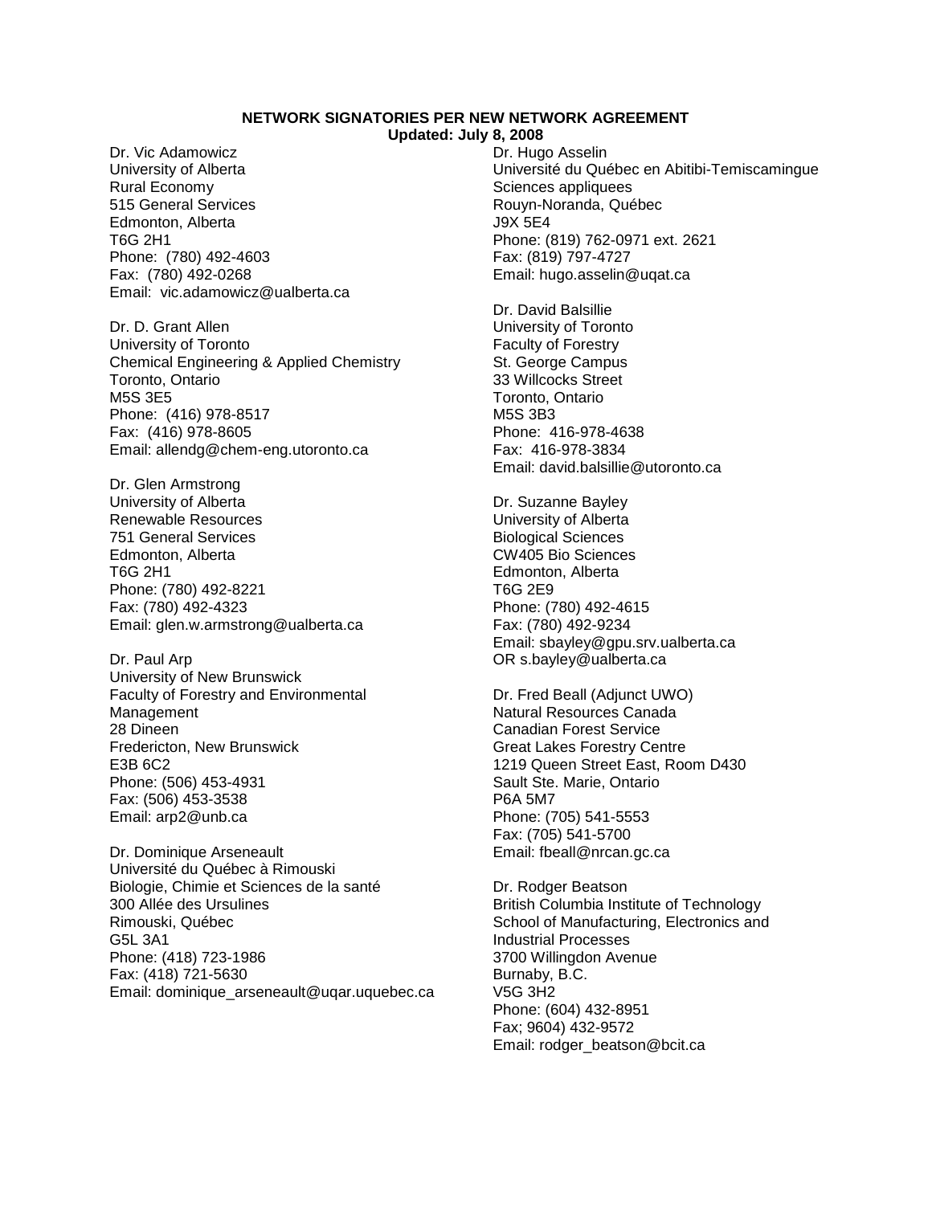**NETWORK SIGNATORIES PER NEW NETWORK AGREEMENT**
**Updated: July 8, 2008**

Dr. Vic Adamowicz
University of Alberta
Rural Economy
515 General Services
Edmonton, Alberta
T6G 2H1
Phone: (780) 492-4603
Fax: (780) 492-0268
Email: vic.adamowicz@ualberta.ca

Dr. D. Grant Allen
University of Toronto
Chemical Engineering & Applied Chemistry
Toronto, Ontario
M5S 3E5
Phone: (416) 978-8517
Fax: (416) 978-8605
Email: allendg@chem-eng.utoronto.ca

Dr. Glen Armstrong
University of Alberta
Renewable Resources
751 General Services
Edmonton, Alberta
T6G 2H1
Phone: (780) 492-8221
Fax: (780) 492-4323
Email: glen.w.armstrong@ualberta.ca

Dr. Paul Arp
University of New Brunswick
Faculty of Forestry and Environmental Management
28 Dineen
Fredericton, New Brunswick
E3B 6C2
Phone: (506) 453-4931
Fax: (506) 453-3538
Email: arp2@unb.ca

Dr. Dominique Arseneault
Université du Québec à Rimouski
Biologie, Chimie et Sciences de la santé
300 Allée des Ursulines
Rimouski, Québec
G5L 3A1
Phone: (418) 723-1986
Fax: (418) 721-5630
Email: dominique_arseneault@uqar.uquebec.ca

Dr. Hugo Asselin
Université du Québec en Abitibi-Temiscamingue
Sciences appliquees
Rouyn-Noranda, Québec
J9X 5E4
Phone: (819) 762-0971 ext. 2621
Fax: (819) 797-4727
Email: hugo.asselin@uqat.ca

Dr. David Balsillie
University of Toronto
Faculty of Forestry
St. George Campus
33 Willcocks Street
Toronto, Ontario
M5S 3B3
Phone: 416-978-4638
Fax: 416-978-3834
Email: david.balsillie@utoronto.ca

Dr. Suzanne Bayley
University of Alberta
Biological Sciences
CW405 Bio Sciences
Edmonton, Alberta
T6G 2E9
Phone: (780) 492-4615
Fax: (780) 492-9234
Email: sbayley@gpu.srv.ualberta.ca
OR s.bayley@ualberta.ca

Dr. Fred Beall (Adjunct UWO)
Natural Resources Canada
Canadian Forest Service
Great Lakes Forestry Centre
1219 Queen Street East, Room D430
Sault Ste. Marie, Ontario
P6A 5M7
Phone: (705) 541-5553
Fax: (705) 541-5700
Email: fbeall@nrcan.gc.ca

Dr. Rodger Beatson
British Columbia Institute of Technology
School of Manufacturing, Electronics and Industrial Processes
3700 Willingdon Avenue
Burnaby, B.C.
V5G 3H2
Phone: (604) 432-8951
Fax; 9604) 432-9572
Email: rodger_beatson@bcit.ca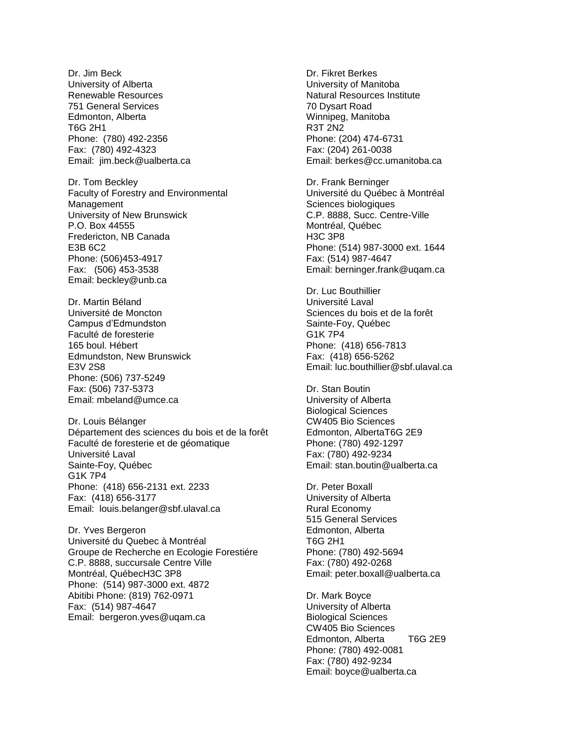Dr. Jim Beck
University of Alberta
Renewable Resources
751 General Services
Edmonton, Alberta
T6G 2H1
Phone: (780) 492-2356
Fax: (780) 492-4323
Email: jim.beck@ualberta.ca

Dr. Tom Beckley
Faculty of Forestry and Environmental Management
University of New Brunswick
P.O. Box 44555
Fredericton, NB Canada
E3B 6C2
Phone: (506)453-4917
Fax: (506) 453-3538
Email: beckley@unb.ca

Dr. Martin Béland
Université de Moncton
Campus d'Edmundston
Faculté de foresterie
165 boul. Hébert
Edmundston, New Brunswick
E3V 2S8
Phone: (506) 737-5249
Fax: (506) 737-5373
Email: mbeland@umce.ca

Dr. Louis Bélanger
Département des sciences du bois et de la forêt
Faculté de foresterie et de géomatique
Université Laval
Sainte-Foy, Québec
G1K 7P4
Phone: (418) 656-2131 ext. 2233
Fax: (418) 656-3177
Email: louis.belanger@sbf.ulaval.ca

Dr. Yves Bergeron
Université du Quebec à Montréal
Groupe de Recherche en Ecologie Forestiére
C.P. 8888, succursale Centre Ville
Montréal, QuébecH3C 3P8
Phone: (514) 987-3000 ext. 4872
Abitibi Phone: (819) 762-0971
Fax: (514) 987-4647
Email: bergeron.yves@uqam.ca

Dr. Fikret Berkes
University of Manitoba
Natural Resources Institute
70 Dysart Road
Winnipeg, Manitoba
R3T 2N2
Phone: (204) 474-6731
Fax: (204) 261-0038
Email: berkes@cc.umanitoba.ca

Dr. Frank Berninger
Université du Québec à Montréal
Sciences biologiques
C.P. 8888, Succ. Centre-Ville
Montréal, Québec
H3C 3P8
Phone: (514) 987-3000 ext. 1644
Fax: (514) 987-4647
Email: berninger.frank@uqam.ca

Dr. Luc Bouthillier
Université Laval
Sciences du bois et de la forêt
Sainte-Foy, Québec
G1K 7P4
Phone: (418) 656-7813
Fax: (418) 656-5262
Email: luc.bouthillier@sbf.ulaval.ca

Dr. Stan Boutin
University of Alberta
Biological Sciences
CW405 Bio Sciences
Edmonton, AlbertaT6G 2E9
Phone: (780) 492-1297
Fax: (780) 492-9234
Email: stan.boutin@ualberta.ca

Dr. Peter Boxall
University of Alberta
Rural Economy
515 General Services
Edmonton, Alberta
T6G 2H1
Phone: (780) 492-5694
Fax: (780) 492-0268
Email: peter.boxall@ualberta.ca

Dr. Mark Boyce
University of Alberta
Biological Sciences
CW405 Bio Sciences
Edmonton, Alberta T6G 2E9
Phone: (780) 492-0081
Fax: (780) 492-9234
Email: boyce@ualberta.ca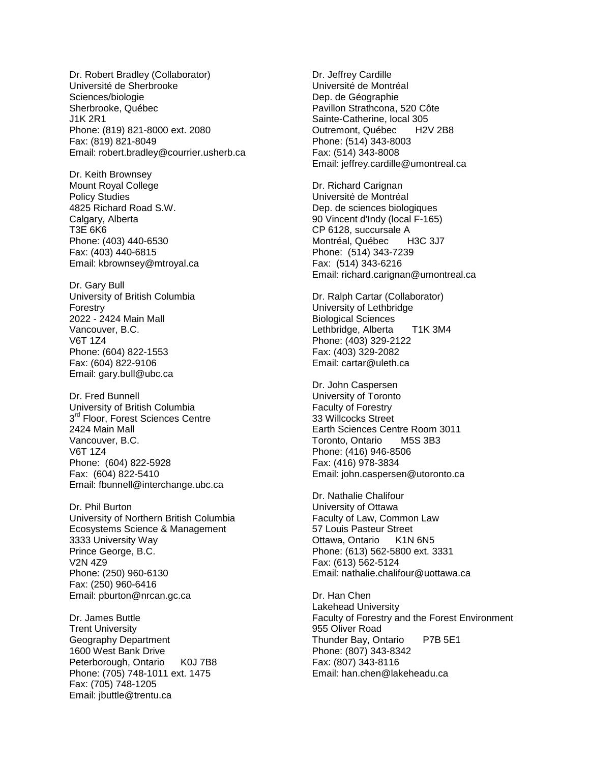Dr. Robert Bradley (Collaborator)
Université de Sherbrooke
Sciences/biologie
Sherbrooke, Québec
J1K 2R1
Phone: (819) 821-8000 ext. 2080
Fax: (819) 821-8049
Email: robert.bradley@courrier.usherb.ca

Dr. Keith Brownsey
Mount Royal College
Policy Studies
4825 Richard Road S.W.
Calgary, Alberta
T3E 6K6
Phone: (403) 440-6530
Fax: (403) 440-6815
Email: kbrownsey@mtroyal.ca

Dr. Gary Bull
University of British Columbia
Forestry
2022 - 2424 Main Mall
Vancouver, B.C.
V6T 1Z4
Phone: (604) 822-1553
Fax: (604) 822-9106
Email: gary.bull@ubc.ca

Dr. Fred Bunnell
University of British Columbia
3rd Floor, Forest Sciences Centre
2424 Main Mall
Vancouver, B.C.
V6T 1Z4
Phone: (604) 822-5928
Fax: (604) 822-5410
Email: fbunnell@interchange.ubc.ca

Dr. Phil Burton
University of Northern British Columbia
Ecosystems Science & Management
3333 University Way
Prince George, B.C.
V2N 4Z9
Phone: (250) 960-6130
Fax: (250) 960-6416
Email: pburton@nrcan.gc.ca

Dr. James Buttle
Trent University
Geography Department
1600 West Bank Drive
Peterborough, Ontario K0J 7B8
Phone: (705) 748-1011 ext. 1475
Fax: (705) 748-1205
Email: jbuttle@trentu.ca

Dr. Jeffrey Cardille
Université de Montréal
Dep. de Géographie
Pavillon Strathcona, 520 Côte
Sainte-Catherine, local 305
Outremont, Québec H2V 2B8
Phone: (514) 343-8003
Fax: (514) 343-8008
Email: jeffrey.cardille@umontreal.ca

Dr. Richard Carignan
Université de Montréal
Dep. de sciences biologiques
90 Vincent d'Indy (local F-165)
CP 6128, succursale A
Montréal, Québec H3C 3J7
Phone: (514) 343-7239
Fax: (514) 343-6216
Email: richard.carignan@umontreal.ca

Dr. Ralph Cartar (Collaborator)
University of Lethbridge
Biological Sciences
Lethbridge, Alberta T1K 3M4
Phone: (403) 329-2122
Fax: (403) 329-2082
Email: cartar@uleth.ca

Dr. John Caspersen
University of Toronto
Faculty of Forestry
33 Willcocks Street
Earth Sciences Centre Room 3011
Toronto, Ontario M5S 3B3
Phone: (416) 946-8506
Fax: (416) 978-3834
Email: john.caspersen@utoronto.ca

Dr. Nathalie Chalifour
University of Ottawa
Faculty of Law, Common Law
57 Louis Pasteur Street
Ottawa, Ontario K1N 6N5
Phone: (613) 562-5800 ext. 3331
Fax: (613) 562-5124
Email: nathalie.chalifour@uottawa.ca

Dr. Han Chen
Lakehead University
Faculty of Forestry and the Forest Environment
955 Oliver Road
Thunder Bay, Ontario P7B 5E1
Phone: (807) 343-8342
Fax: (807) 343-8116
Email: han.chen@lakeheadu.ca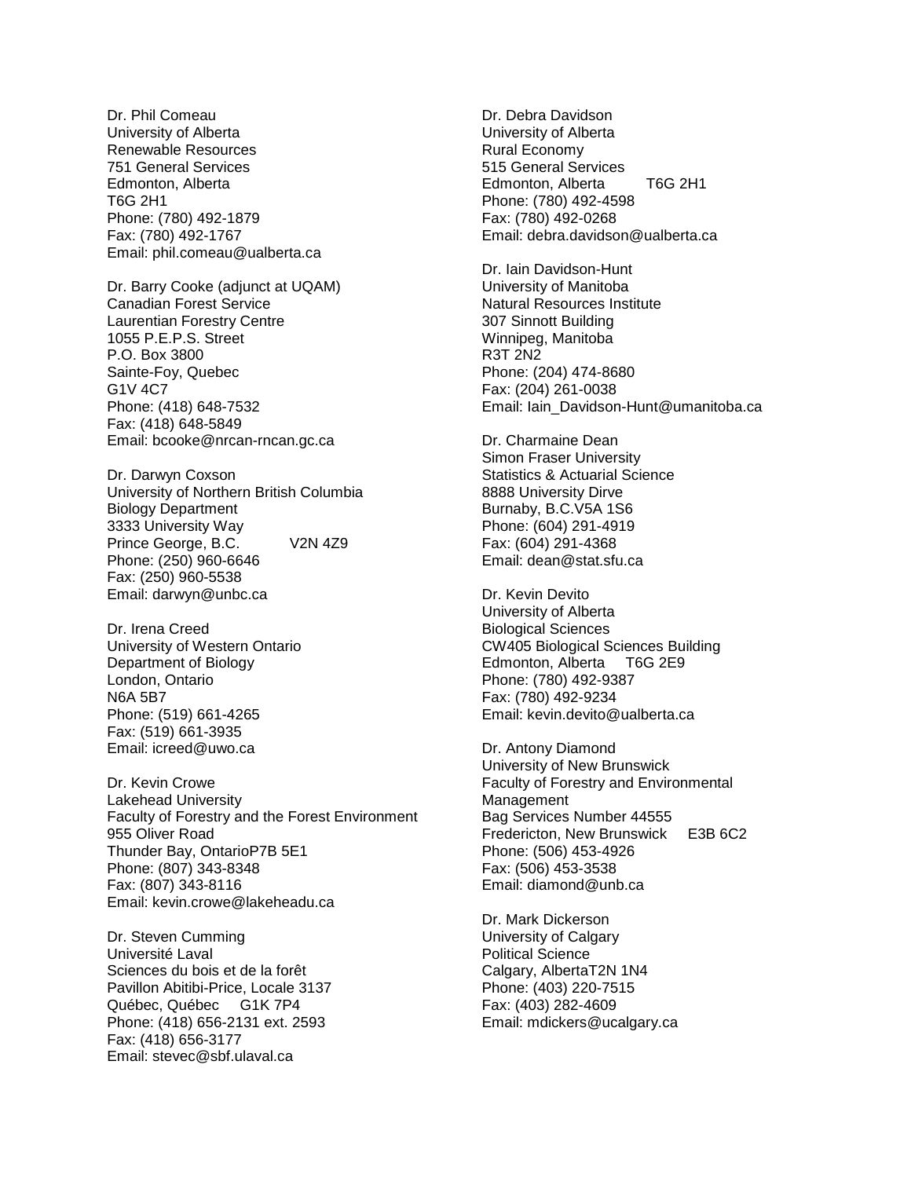Dr. Phil Comeau
University of Alberta
Renewable Resources
751 General Services
Edmonton, Alberta
T6G 2H1
Phone: (780) 492-1879
Fax: (780) 492-1767
Email: phil.comeau@ualberta.ca

Dr. Barry Cooke (adjunct at UQAM)
Canadian Forest Service
Laurentian Forestry Centre
1055 P.E.P.S. Street
P.O. Box 3800
Sainte-Foy, Quebec
G1V 4C7
Phone: (418) 648-7532
Fax: (418) 648-5849
Email: bcooke@nrcan-rncan.gc.ca

Dr. Darwyn Coxson
University of Northern British Columbia
Biology Department
3333 University Way
Prince George, B.C. V2N 4Z9
Phone: (250) 960-6646
Fax: (250) 960-5538
Email: darwyn@unbc.ca

Dr. Irena Creed
University of Western Ontario
Department of Biology
London, Ontario
N6A 5B7
Phone: (519) 661-4265
Fax: (519) 661-3935
Email: icreed@uwo.ca

Dr. Kevin Crowe
Lakehead University
Faculty of Forestry and the Forest Environment
955 Oliver Road
Thunder Bay, OntarioP7B 5E1
Phone: (807) 343-8348
Fax: (807) 343-8116
Email: kevin.crowe@lakeheadu.ca

Dr. Steven Cumming
Université Laval
Sciences du bois et de la forêt
Pavillon Abitibi-Price, Locale 3137
Québec, Québec G1K 7P4
Phone: (418) 656-2131 ext. 2593
Fax: (418) 656-3177
Email: stevec@sbf.ulaval.ca

Dr. Debra Davidson
University of Alberta
Rural Economy
515 General Services
Edmonton, Alberta T6G 2H1
Phone: (780) 492-4598
Fax: (780) 492-0268
Email: debra.davidson@ualberta.ca

Dr. Iain Davidson-Hunt
University of Manitoba
Natural Resources Institute
307 Sinnott Building
Winnipeg, Manitoba
R3T 2N2
Phone: (204) 474-8680
Fax: (204) 261-0038
Email: Iain_Davidson-Hunt@umanitoba.ca

Dr. Charmaine Dean
Simon Fraser University
Statistics & Actuarial Science
8888 University Dirve
Burnaby, B.C.V5A 1S6
Phone: (604) 291-4919
Fax: (604) 291-4368
Email: dean@stat.sfu.ca

Dr. Kevin Devito
University of Alberta
Biological Sciences
CW405 Biological Sciences Building
Edmonton, Alberta T6G 2E9
Phone: (780) 492-9387
Fax: (780) 492-9234
Email: kevin.devito@ualberta.ca

Dr. Antony Diamond
University of New Brunswick
Faculty of Forestry and Environmental Management
Bag Services Number 44555
Fredericton, New Brunswick E3B 6C2
Phone: (506) 453-4926
Fax: (506) 453-3538
Email: diamond@unb.ca

Dr. Mark Dickerson
University of Calgary
Political Science
Calgary, AlbertaT2N 1N4
Phone: (403) 220-7515
Fax: (403) 282-4609
Email: mdickers@ucalgary.ca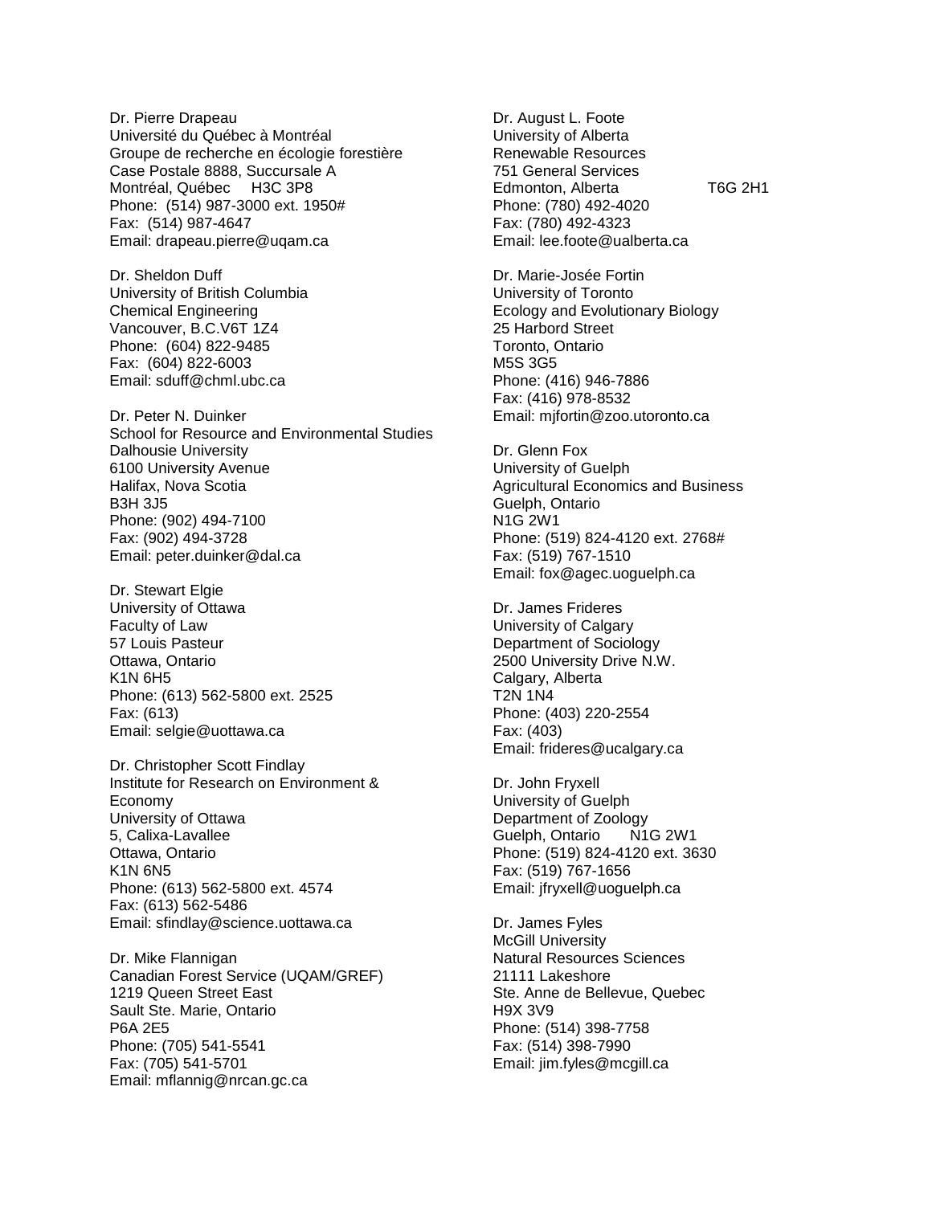Dr. Pierre Drapeau
Université du Québec à Montréal
Groupe de recherche en écologie forestière
Case Postale 8888, Succursale A
Montréal, Québec H3C 3P8
Phone: (514) 987-3000 ext. 1950#
Fax: (514) 987-4647
Email: drapeau.pierre@uqam.ca

Dr. Sheldon Duff
University of British Columbia
Chemical Engineering
Vancouver, B.C.V6T 1Z4
Phone: (604) 822-9485
Fax: (604) 822-6003
Email: sduff@chml.ubc.ca

Dr. Peter N. Duinker
School for Resource and Environmental Studies
Dalhousie University
6100 University Avenue
Halifax, Nova Scotia
B3H 3J5
Phone: (902) 494-7100
Fax: (902) 494-3728
Email: peter.duinker@dal.ca

Dr. Stewart Elgie
University of Ottawa
Faculty of Law
57 Louis Pasteur
Ottawa, Ontario
K1N 6H5
Phone: (613) 562-5800 ext. 2525
Fax: (613)
Email: selgie@uottawa.ca

Dr. Christopher Scott Findlay
Institute for Research on Environment & Economy
University of Ottawa
5, Calixa-Lavallee
Ottawa, Ontario
K1N 6N5
Phone: (613) 562-5800 ext. 4574
Fax: (613) 562-5486
Email: sfindlay@science.uottawa.ca

Dr. Mike Flannigan
Canadian Forest Service (UQAM/GREF)
1219 Queen Street East
Sault Ste. Marie, Ontario
P6A 2E5
Phone: (705) 541-5541
Fax: (705) 541-5701
Email: mflannig@nrcan.gc.ca

Dr. August L. Foote
University of Alberta
Renewable Resources
751 General Services
Edmonton, Alberta T6G 2H1
Phone: (780) 492-4020
Fax: (780) 492-4323
Email: lee.foote@ualberta.ca

Dr. Marie-Josée Fortin
University of Toronto
Ecology and Evolutionary Biology
25 Harbord Street
Toronto, Ontario
M5S 3G5
Phone: (416) 946-7886
Fax: (416) 978-8532
Email: mjfortin@zoo.utoronto.ca

Dr. Glenn Fox
University of Guelph
Agricultural Economics and Business
Guelph, Ontario
N1G 2W1
Phone: (519) 824-4120 ext. 2768#
Fax: (519) 767-1510
Email: fox@agec.uoguelph.ca

Dr. James Frideres
University of Calgary
Department of Sociology
2500 University Drive N.W.
Calgary, Alberta
T2N 1N4
Phone: (403) 220-2554
Fax: (403)
Email: frideres@ucalgary.ca

Dr. John Fryxell
University of Guelph
Department of Zoology
Guelph, Ontario N1G 2W1
Phone: (519) 824-4120 ext. 3630
Fax: (519) 767-1656
Email: jfryxell@uoguelph.ca

Dr. James Fyles
McGill University
Natural Resources Sciences
21111 Lakeshore
Ste. Anne de Bellevue, Quebec
H9X 3V9
Phone: (514) 398-7758
Fax: (514) 398-7990
Email: jim.fyles@mcgill.ca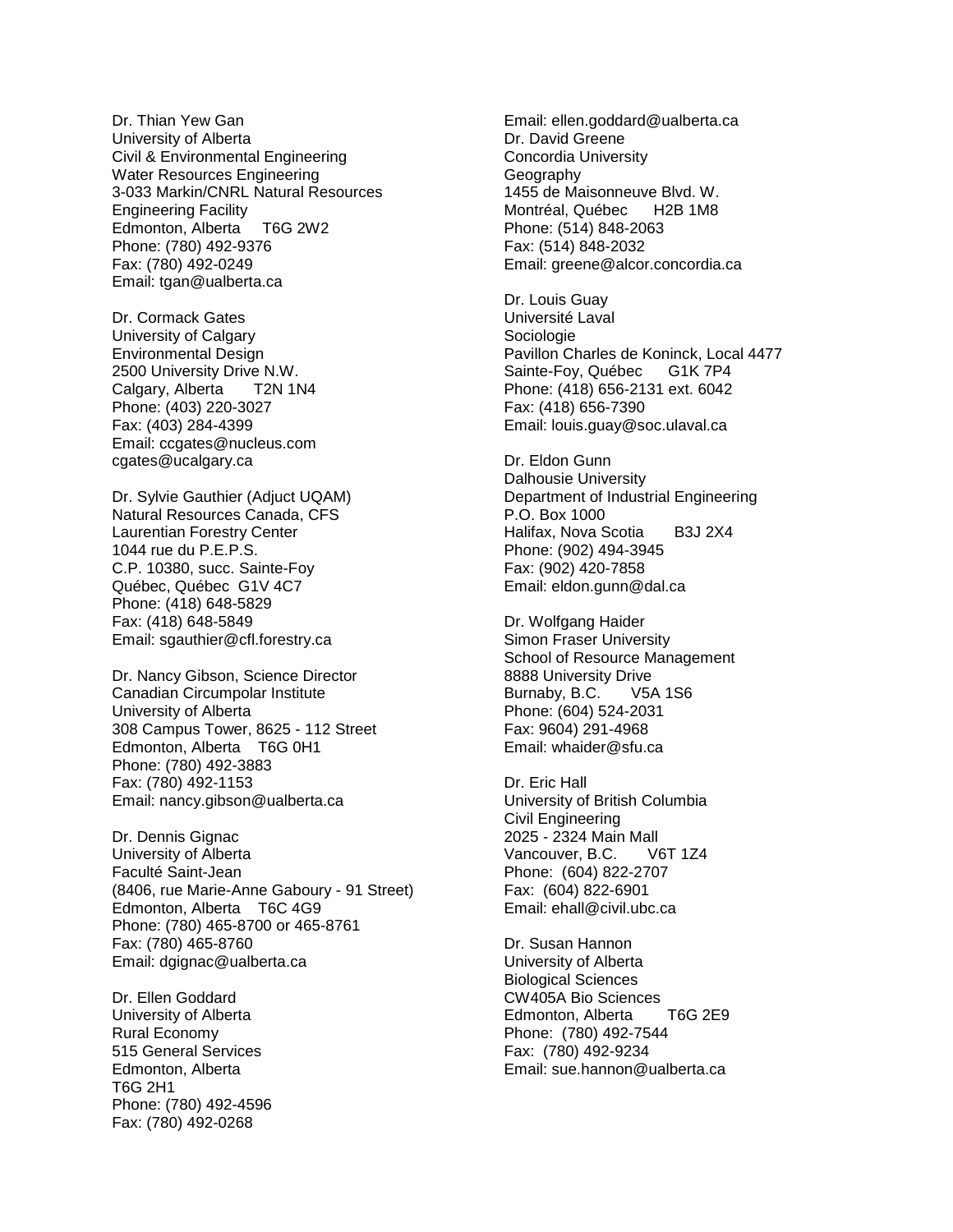Dr. Thian Yew Gan
University of Alberta
Civil & Environmental Engineering
Water Resources Engineering
3-033 Markin/CNRL Natural Resources
Engineering Facility
Edmonton, Alberta T6G 2W2
Phone: (780) 492-9376
Fax: (780) 492-0249
Email: tgan@ualberta.ca

Dr. Cormack Gates
University of Calgary
Environmental Design
2500 University Drive N.W.
Calgary, Alberta T2N 1N4
Phone: (403) 220-3027
Fax: (403) 284-4399
Email: ccgates@nucleus.com
cgates@ucalgary.ca

Dr. Sylvie Gauthier (Adjuct UQAM)
Natural Resources Canada, CFS
Laurentian Forestry Center
1044 rue du P.E.P.S.
C.P. 10380, succ. Sainte-Foy
Québec, Québec G1V 4C7
Phone: (418) 648-5829
Fax: (418) 648-5849
Email: sgauthier@cfl.forestry.ca

Dr. Nancy Gibson, Science Director
Canadian Circumpolar Institute
University of Alberta
308 Campus Tower, 8625 - 112 Street
Edmonton, Alberta T6G 0H1
Phone: (780) 492-3883
Fax: (780) 492-1153
Email: nancy.gibson@ualberta.ca

Dr. Dennis Gignac
University of Alberta
Faculté Saint-Jean
(8406, rue Marie-Anne Gaboury - 91 Street)
Edmonton, Alberta T6C 4G9
Phone: (780) 465-8700 or 465-8761
Fax: (780) 465-8760
Email: dgignac@ualberta.ca

Dr. Ellen Goddard
University of Alberta
Rural Economy
515 General Services
Edmonton, Alberta
T6G 2H1
Phone: (780) 492-4596
Fax: (780) 492-0268
Email: ellen.goddard@ualberta.ca

Dr. David Greene
Concordia University
Geography
1455 de Maisonneuve Blvd. W.
Montréal, Québec H2B 1M8
Phone: (514) 848-2063
Fax: (514) 848-2032
Email: greene@alcor.concordia.ca

Dr. Louis Guay
Université Laval
Sociologie
Pavillon Charles de Koninck, Local 4477
Sainte-Foy, Québec G1K 7P4
Phone: (418) 656-2131 ext. 6042
Fax: (418) 656-7390
Email: louis.guay@soc.ulaval.ca

Dr. Eldon Gunn
Dalhousie University
Department of Industrial Engineering
P.O. Box 1000
Halifax, Nova Scotia B3J 2X4
Phone: (902) 494-3945
Fax: (902) 420-7858
Email: eldon.gunn@dal.ca

Dr. Wolfgang Haider
Simon Fraser University
School of Resource Management
8888 University Drive
Burnaby, B.C. V5A 1S6
Phone: (604) 524-2031
Fax: 9604) 291-4968
Email: whaider@sfu.ca

Dr. Eric Hall
University of British Columbia
Civil Engineering
2025 - 2324 Main Mall
Vancouver, B.C. V6T 1Z4
Phone: (604) 822-2707
Fax: (604) 822-6901
Email: ehall@civil.ubc.ca

Dr. Susan Hannon
University of Alberta
Biological Sciences
CW405A Bio Sciences
Edmonton, Alberta T6G 2E9
Phone: (780) 492-7544
Fax: (780) 492-9234
Email: sue.hannon@ualberta.ca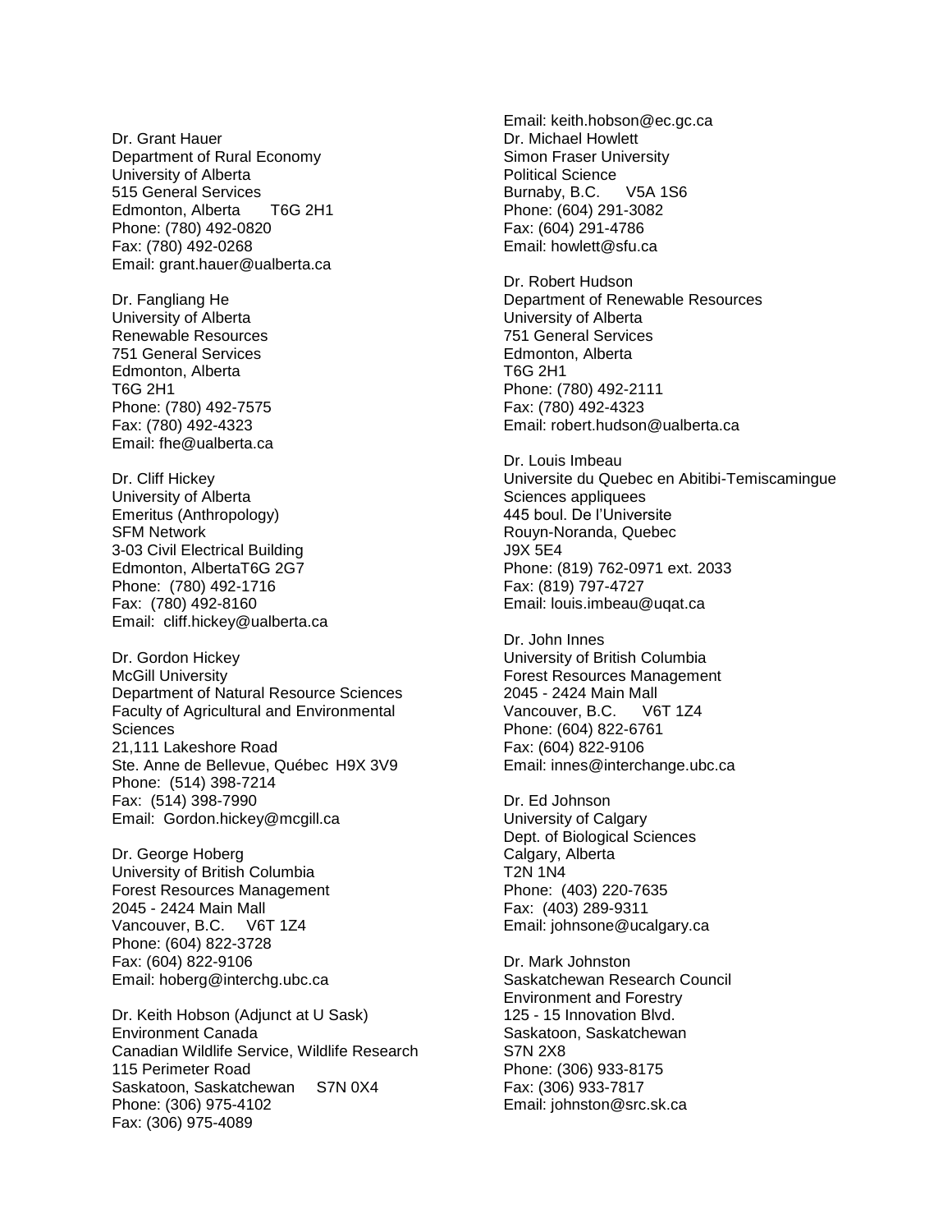Dr. Grant Hauer
Department of Rural Economy
University of Alberta
515 General Services
Edmonton, Alberta T6G 2H1
Phone: (780) 492-0820
Fax: (780) 492-0268
Email: grant.hauer@ualberta.ca

Dr. Fangliang He
University of Alberta
Renewable Resources
751 General Services
Edmonton, Alberta
T6G 2H1
Phone: (780) 492-7575
Fax: (780) 492-4323
Email: fhe@ualberta.ca

Dr. Cliff Hickey
University of Alberta
Emeritus (Anthropology)
SFM Network
3-03 Civil Electrical Building
Edmonton, AlbertaT6G 2G7
Phone: (780) 492-1716
Fax: (780) 492-8160
Email: cliff.hickey@ualberta.ca

Dr. Gordon Hickey
McGill University
Department of Natural Resource Sciences
Faculty of Agricultural and Environmental Sciences
21,111 Lakeshore Road
Ste. Anne de Bellevue, Québec H9X 3V9
Phone: (514) 398-7214
Fax: (514) 398-7990
Email: Gordon.hickey@mcgill.ca

Dr. George Hoberg
University of British Columbia
Forest Resources Management
2045 - 2424 Main Mall
Vancouver, B.C. V6T 1Z4
Phone: (604) 822-3728
Fax: (604) 822-9106
Email: hoberg@interchg.ubc.ca

Dr. Keith Hobson (Adjunct at U Sask)
Environment Canada
Canadian Wildlife Service, Wildlife Research
115 Perimeter Road
Saskatoon, Saskatchewan S7N 0X4
Phone: (306) 975-4102
Fax: (306) 975-4089
Email: keith.hobson@ec.gc.ca

Dr. Michael Howlett
Simon Fraser University
Political Science
Burnaby, B.C. V5A 1S6
Phone: (604) 291-3082
Fax: (604) 291-4786
Email: howlett@sfu.ca

Dr. Robert Hudson
Department of Renewable Resources
University of Alberta
751 General Services
Edmonton, Alberta
T6G 2H1
Phone: (780) 492-2111
Fax: (780) 492-4323
Email: robert.hudson@ualberta.ca

Dr. Louis Imbeau
Universite du Quebec en Abitibi-Temiscamingue
Sciences appliquees
445 boul. De l'Universite
Rouyn-Noranda, Quebec
J9X 5E4
Phone: (819) 762-0971 ext. 2033
Fax: (819) 797-4727
Email: louis.imbeau@uqat.ca

Dr. John Innes
University of British Columbia
Forest Resources Management
2045 - 2424 Main Mall
Vancouver, B.C. V6T 1Z4
Phone: (604) 822-6761
Fax: (604) 822-9106
Email: innes@interchange.ubc.ca

Dr. Ed Johnson
University of Calgary
Dept. of Biological Sciences
Calgary, Alberta
T2N 1N4
Phone: (403) 220-7635
Fax: (403) 289-9311
Email: johnsone@ucalgary.ca

Dr. Mark Johnston
Saskatchewan Research Council
Environment and Forestry
125 - 15 Innovation Blvd.
Saskatoon, Saskatchewan
S7N 2X8
Phone: (306) 933-8175
Fax: (306) 933-7817
Email: johnston@src.sk.ca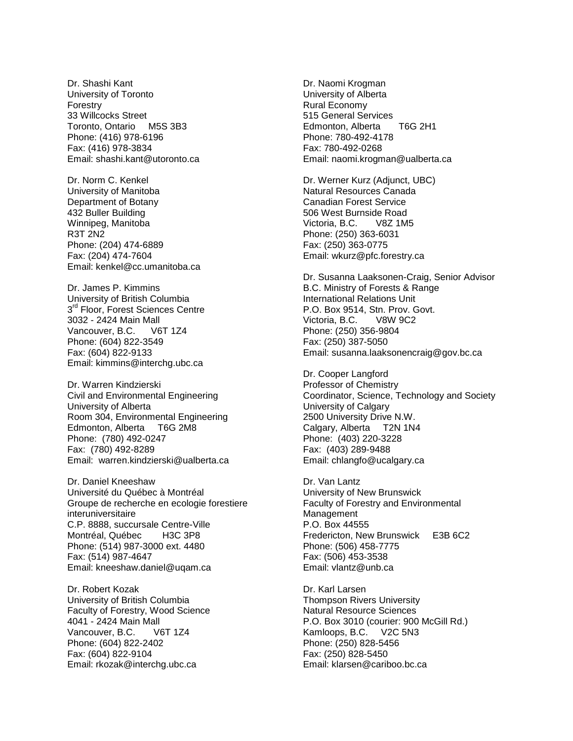Dr. Shashi Kant
University of Toronto
Forestry
33 Willcocks Street
Toronto, Ontario M5S 3B3
Phone: (416) 978-6196
Fax: (416) 978-3834
Email: shashi.kant@utoronto.ca

Dr. Norm C. Kenkel
University of Manitoba
Department of Botany
432 Buller Building
Winnipeg, Manitoba
R3T 2N2
Phone: (204) 474-6889
Fax: (204) 474-7604
Email: kenkel@cc.umanitoba.ca

Dr. James P. Kimmins
University of British Columbia
3rd Floor, Forest Sciences Centre
3032 - 2424 Main Mall
Vancouver, B.C. V6T 1Z4
Phone: (604) 822-3549
Fax: (604) 822-9133
Email: kimmins@interchg.ubc.ca

Dr. Warren Kindzierski
Civil and Environmental Engineering
University of Alberta
Room 304, Environmental Engineering
Edmonton, Alberta T6G 2M8
Phone: (780) 492-0247
Fax: (780) 492-8289
Email: warren.kindzierski@ualberta.ca

Dr. Daniel Kneeshaw
Université du Québec à Montréal
Groupe de recherche en ecologie forestiere interuniversitaire
C.P. 8888, succursale Centre-Ville
Montréal, Québec H3C 3P8
Phone: (514) 987-3000 ext. 4480
Fax: (514) 987-4647
Email: kneeshaw.daniel@uqam.ca

Dr. Robert Kozak
University of British Columbia
Faculty of Forestry, Wood Science
4041 - 2424 Main Mall
Vancouver, B.C. V6T 1Z4
Phone: (604) 822-2402
Fax: (604) 822-9104
Email: rkozak@interchg.ubc.ca

Dr. Naomi Krogman
University of Alberta
Rural Economy
515 General Services
Edmonton, Alberta T6G 2H1
Phone: 780-492-4178
Fax: 780-492-0268
Email: naomi.krogman@ualberta.ca

Dr. Werner Kurz (Adjunct, UBC)
Natural Resources Canada
Canadian Forest Service
506 West Burnside Road
Victoria, B.C. V8Z 1M5
Phone: (250) 363-6031
Fax: (250) 363-0775
Email: wkurz@pfc.forestry.ca

Dr. Susanna Laaksonen-Craig, Senior Advisor
B.C. Ministry of Forests & Range
International Relations Unit
P.O. Box 9514, Stn. Prov. Govt.
Victoria, B.C. V8W 9C2
Phone: (250) 356-9804
Fax: (250) 387-5050
Email: susanna.laaksonencraig@gov.bc.ca

Dr. Cooper Langford
Professor of Chemistry
Coordinator, Science, Technology and Society
University of Calgary
2500 University Drive N.W.
Calgary, Alberta T2N 1N4
Phone: (403) 220-3228
Fax: (403) 289-9488
Email: chlangfo@ucalgary.ca

Dr. Van Lantz
University of New Brunswick
Faculty of Forestry and Environmental Management
P.O. Box 44555
Fredericton, New Brunswick E3B 6C2
Phone: (506) 458-7775
Fax: (506) 453-3538
Email: vlantz@unb.ca

Dr. Karl Larsen
Thompson Rivers University
Natural Resource Sciences
P.O. Box 3010 (courier: 900 McGill Rd.)
Kamloops, B.C. V2C 5N3
Phone: (250) 828-5456
Fax: (250) 828-5450
Email: klarsen@cariboo.bc.ca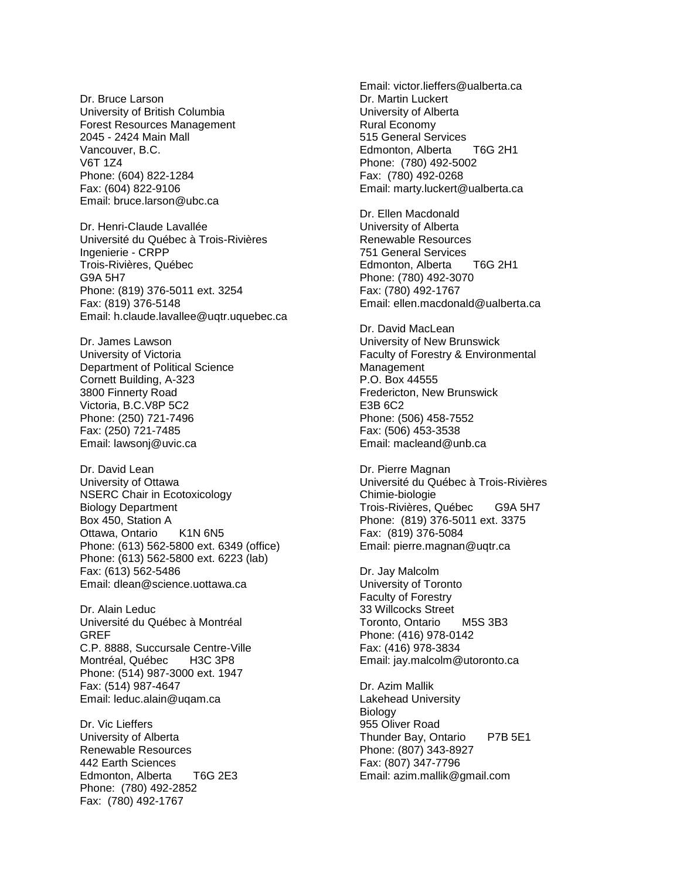Dr. Bruce Larson
University of British Columbia
Forest Resources Management
2045 - 2424 Main Mall
Vancouver, B.C.
V6T 1Z4
Phone: (604) 822-1284
Fax: (604) 822-9106
Email: bruce.larson@ubc.ca

Dr. Henri-Claude Lavallée
Université du Québec à Trois-Rivières
Ingenierie - CRPP
Trois-Rivières, Québec
G9A 5H7
Phone: (819) 376-5011 ext. 3254
Fax: (819) 376-5148
Email: h.claude.lavallee@uqtr.uquebec.ca

Dr. James Lawson
University of Victoria
Department of Political Science
Cornett Building, A-323
3800 Finnerty Road
Victoria, B.C.V8P 5C2
Phone: (250) 721-7496
Fax: (250) 721-7485
Email: lawsonj@uvic.ca

Dr. David Lean
University of Ottawa
NSERC Chair in Ecotoxicology
Biology Department
Box 450, Station A
Ottawa, Ontario K1N 6N5
Phone: (613) 562-5800 ext. 6349 (office)
Phone: (613) 562-5800 ext. 6223 (lab)
Fax: (613) 562-5486
Email: dlean@science.uottawa.ca

Dr. Alain Leduc
Université du Québec à Montréal
GREF
C.P. 8888, Succursale Centre-Ville
Montréal, Québec H3C 3P8
Phone: (514) 987-3000 ext. 1947
Fax: (514) 987-4647
Email: leduc.alain@uqam.ca

Dr. Vic Lieffers
University of Alberta
Renewable Resources
442 Earth Sciences
Edmonton, Alberta T6G 2E3
Phone: (780) 492-2852
Fax: (780) 492-1767
Email: victor.lieffers@ualberta.ca

Dr. Martin Luckert
University of Alberta
Rural Economy
515 General Services
Edmonton, Alberta T6G 2H1
Phone: (780) 492-5002
Fax: (780) 492-0268
Email: marty.luckert@ualberta.ca

Dr. Ellen Macdonald
University of Alberta
Renewable Resources
751 General Services
Edmonton, Alberta T6G 2H1
Phone: (780) 492-3070
Fax: (780) 492-1767
Email: ellen.macdonald@ualberta.ca

Dr. David MacLean
University of New Brunswick
Faculty of Forestry & Environmental Management
P.O. Box 44555
Fredericton, New Brunswick
E3B 6C2
Phone: (506) 458-7552
Fax: (506) 453-3538
Email: macleand@unb.ca

Dr. Pierre Magnan
Université du Québec à Trois-Rivières
Chimie-biologie
Trois-Rivières, Québec G9A 5H7
Phone: (819) 376-5011 ext. 3375
Fax: (819) 376-5084
Email: pierre.magnan@uqtr.ca

Dr. Jay Malcolm
University of Toronto
Faculty of Forestry
33 Willcocks Street
Toronto, Ontario M5S 3B3
Phone: (416) 978-0142
Fax: (416) 978-3834
Email: jay.malcolm@utoronto.ca

Dr. Azim Mallik
Lakehead University
Biology
955 Oliver Road
Thunder Bay, Ontario P7B 5E1
Phone: (807) 343-8927
Fax: (807) 347-7796
Email: azim.mallik@gmail.com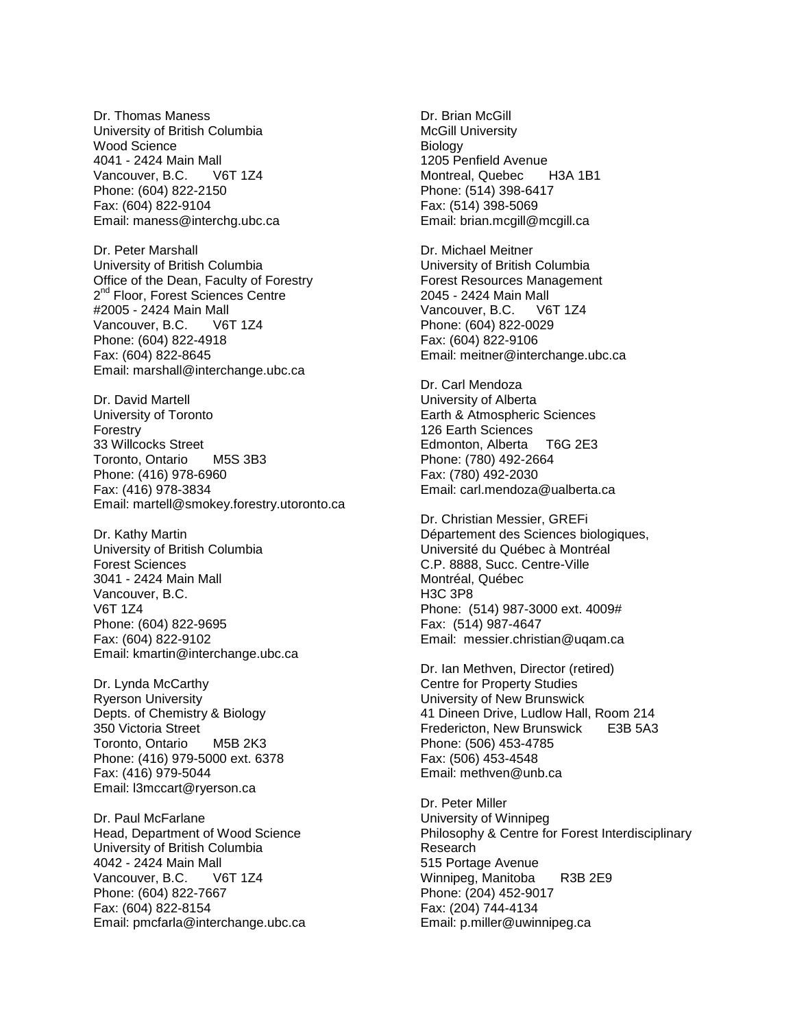Dr. Thomas Maness
University of British Columbia
Wood Science
4041 - 2424 Main Mall
Vancouver, B.C. V6T 1Z4
Phone: (604) 822-2150
Fax: (604) 822-9104
Email: maness@interchg.ubc.ca

Dr. Peter Marshall
University of British Columbia
Office of the Dean, Faculty of Forestry
2nd Floor, Forest Sciences Centre
#2005 - 2424 Main Mall
Vancouver, B.C. V6T 1Z4
Phone: (604) 822-4918
Fax: (604) 822-8645
Email: marshall@interchange.ubc.ca

Dr. David Martell
University of Toronto
Forestry
33 Willcocks Street
Toronto, Ontario M5S 3B3
Phone: (416) 978-6960
Fax: (416) 978-3834
Email: martell@smokey.forestry.utoronto.ca

Dr. Kathy Martin
University of British Columbia
Forest Sciences
3041 - 2424 Main Mall
Vancouver, B.C.
V6T 1Z4
Phone: (604) 822-9695
Fax: (604) 822-9102
Email: kmartin@interchange.ubc.ca

Dr. Lynda McCarthy
Ryerson University
Depts. of Chemistry & Biology
350 Victoria Street
Toronto, Ontario M5B 2K3
Phone: (416) 979-5000 ext. 6378
Fax: (416) 979-5044
Email: l3mccart@ryerson.ca

Dr. Paul McFarlane
Head, Department of Wood Science
University of British Columbia
4042 - 2424 Main Mall
Vancouver, B.C. V6T 1Z4
Phone: (604) 822-7667
Fax: (604) 822-8154
Email: pmcfarla@interchange.ubc.ca

Dr. Brian McGill
McGill University
Biology
1205 Penfield Avenue
Montreal, Quebec H3A 1B1
Phone: (514) 398-6417
Fax: (514) 398-5069
Email: brian.mcgill@mcgill.ca

Dr. Michael Meitner
University of British Columbia
Forest Resources Management
2045 - 2424 Main Mall
Vancouver, B.C. V6T 1Z4
Phone: (604) 822-0029
Fax: (604) 822-9106
Email: meitner@interchange.ubc.ca

Dr. Carl Mendoza
University of Alberta
Earth & Atmospheric Sciences
126 Earth Sciences
Edmonton, Alberta T6G 2E3
Phone: (780) 492-2664
Fax: (780) 492-2030
Email: carl.mendoza@ualberta.ca

Dr. Christian Messier, GREFi
Département des Sciences biologiques,
Université du Québec à Montréal
C.P. 8888, Succ. Centre-Ville
Montréal, Québec
H3C 3P8
Phone: (514) 987-3000 ext. 4009#
Fax: (514) 987-4647
Email: messier.christian@uqam.ca

Dr. Ian Methven, Director (retired)
Centre for Property Studies
University of New Brunswick
41 Dineen Drive, Ludlow Hall, Room 214
Fredericton, New Brunswick E3B 5A3
Phone: (506) 453-4785
Fax: (506) 453-4548
Email: methven@unb.ca

Dr. Peter Miller
University of Winnipeg
Philosophy & Centre for Forest Interdisciplinary Research
515 Portage Avenue
Winnipeg, Manitoba R3B 2E9
Phone: (204) 452-9017
Fax: (204) 744-4134
Email: p.miller@uwinnipeg.ca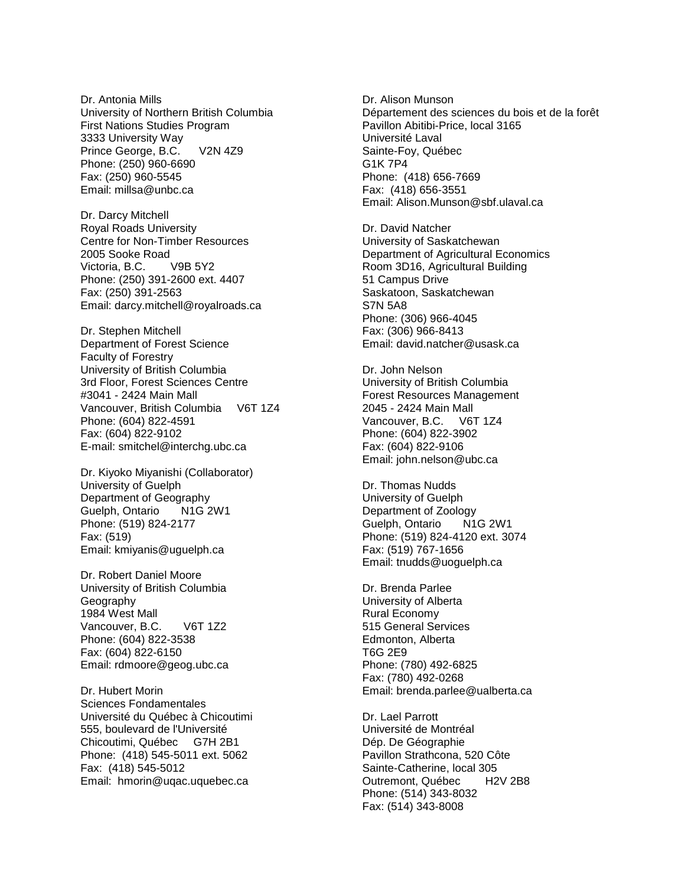Dr. Antonia Mills
University of Northern British Columbia
First Nations Studies Program
3333 University Way
Prince George, B.C. V2N 4Z9
Phone: (250) 960-6690
Fax: (250) 960-5545
Email: millsa@unbc.ca

Dr. Darcy Mitchell
Royal Roads University
Centre for Non-Timber Resources
2005 Sooke Road
Victoria, B.C. V9B 5Y2
Phone: (250) 391-2600 ext. 4407
Fax: (250) 391-2563
Email: darcy.mitchell@royalroads.ca

Dr. Stephen Mitchell
Department of Forest Science
Faculty of Forestry
University of British Columbia
3rd Floor, Forest Sciences Centre
#3041 - 2424 Main Mall
Vancouver, British Columbia V6T 1Z4
Phone: (604) 822-4591
Fax: (604) 822-9102
E-mail: smitchel@interchg.ubc.ca

Dr. Kiyoko Miyanishi (Collaborator)
University of Guelph
Department of Geography
Guelph, Ontario N1G 2W1
Phone: (519) 824-2177
Fax: (519)
Email: kmiyanis@uguelph.ca

Dr. Robert Daniel Moore
University of British Columbia
Geography
1984 West Mall
Vancouver, B.C. V6T 1Z2
Phone: (604) 822-3538
Fax: (604) 822-6150
Email: rdmoore@geog.ubc.ca

Dr. Hubert Morin
Sciences Fondamentales
Université du Québec à Chicoutimi
555, boulevard de l'Université
Chicoutimi, Québec G7H 2B1
Phone: (418) 545-5011 ext. 5062
Fax: (418) 545-5012
Email: hmorin@uqac.uquebec.ca

Dr. Alison Munson
Département des sciences du bois et de la forêt
Pavillon Abitibi-Price, local 3165
Université Laval
Sainte-Foy, Québec
G1K 7P4
Phone: (418) 656-7669
Fax: (418) 656-3551
Email: Alison.Munson@sbf.ulaval.ca

Dr. David Natcher
University of Saskatchewan
Department of Agricultural Economics
Room 3D16, Agricultural Building
51 Campus Drive
Saskatoon, Saskatchewan
S7N 5A8
Phone: (306) 966-4045
Fax: (306) 966-8413
Email: david.natcher@usask.ca

Dr. John Nelson
University of British Columbia
Forest Resources Management
2045 - 2424 Main Mall
Vancouver, B.C. V6T 1Z4
Phone: (604) 822-3902
Fax: (604) 822-9106
Email: john.nelson@ubc.ca

Dr. Thomas Nudds
University of Guelph
Department of Zoology
Guelph, Ontario N1G 2W1
Phone: (519) 824-4120 ext. 3074
Fax: (519) 767-1656
Email: tnudds@uoguelph.ca

Dr. Brenda Parlee
University of Alberta
Rural Economy
515 General Services
Edmonton, Alberta
T6G 2E9
Phone: (780) 492-6825
Fax: (780) 492-0268
Email: brenda.parlee@ualberta.ca

Dr. Lael Parrott
Université de Montréal
Dép. De Géographie
Pavillon Strathcona, 520 Côte
Sainte-Catherine, local 305
Outremont, Québec H2V 2B8
Phone: (514) 343-8032
Fax: (514) 343-8008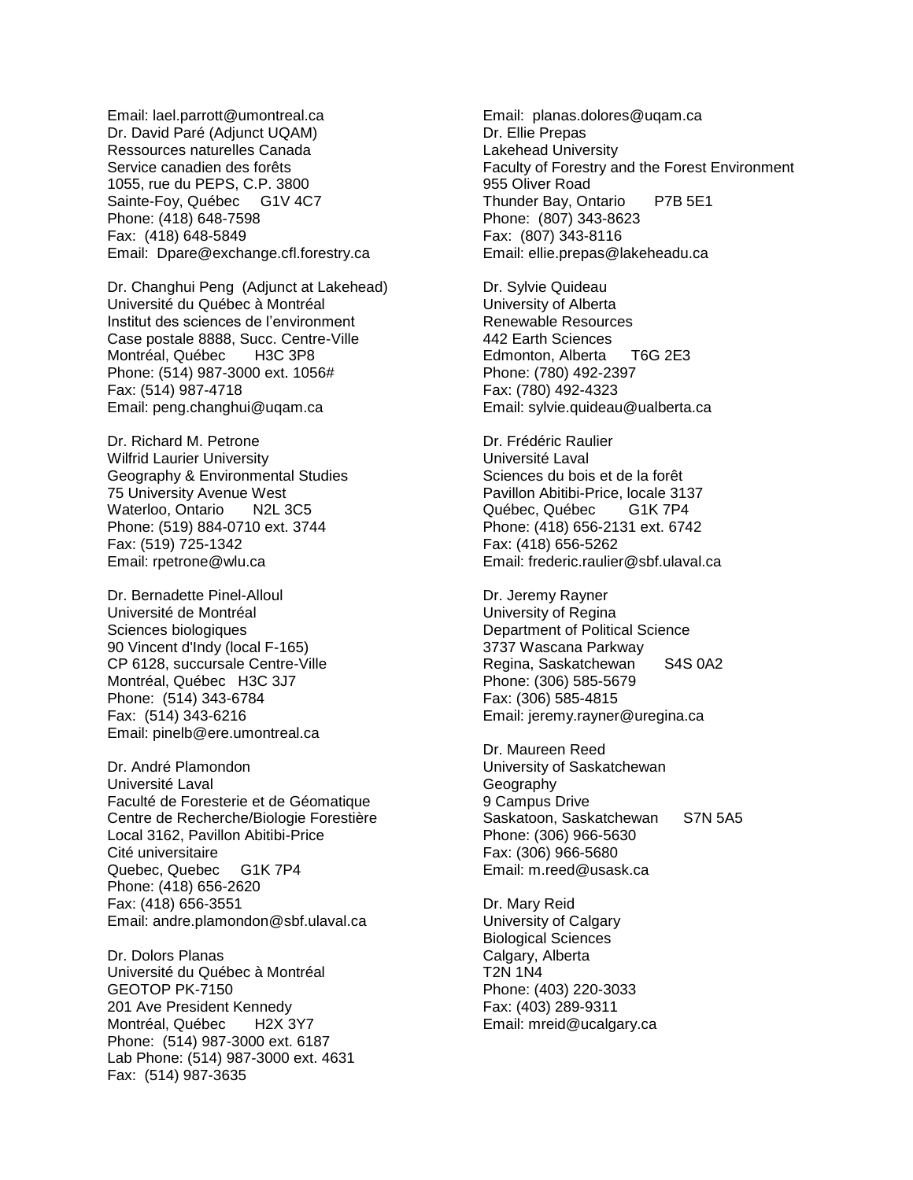Email: lael.parrott@umontreal.ca
Dr. David Paré (Adjunct UQAM)
Ressources naturelles Canada
Service canadien des forêts
1055, rue du PEPS, C.P. 3800
Sainte-Foy, Québec G1V 4C7
Phone: (418) 648-7598
Fax: (418) 648-5849
Email: Dpare@exchange.cfl.forestry.ca

Dr. Changhui Peng (Adjunct at Lakehead)
Université du Québec à Montréal
Institut des sciences de l'environment
Case postale 8888, Succ. Centre-Ville
Montréal, Québec H3C 3P8
Phone: (514) 987-3000 ext. 1056#
Fax: (514) 987-4718
Email: peng.changhui@uqam.ca

Dr. Richard M. Petrone
Wilfrid Laurier University
Geography & Environmental Studies
75 University Avenue West
Waterloo, Ontario N2L 3C5
Phone: (519) 884-0710 ext. 3744
Fax: (519) 725-1342
Email: rpetrone@wlu.ca

Dr. Bernadette Pinel-Alloul
Université de Montréal
Sciences biologiques
90 Vincent d'Indy (local F-165)
CP 6128, succursale Centre-Ville
Montréal, Québec H3C 3J7
Phone: (514) 343-6784
Fax: (514) 343-6216
Email: pinelb@ere.umontreal.ca

Dr. André Plamondon
Université Laval
Faculté de Foresterie et de Géomatique
Centre de Recherche/Biologie Forestière
Local 3162, Pavillon Abitibi-Price
Cité universitaire
Quebec, Quebec G1K 7P4
Phone: (418) 656-2620
Fax: (418) 656-3551
Email: andre.plamondon@sbf.ulaval.ca

Dr. Dolors Planas
Université du Québec à Montréal
GEOTOP PK-7150
201 Ave President Kennedy
Montréal, Québec H2X 3Y7
Phone: (514) 987-3000 ext. 6187
Lab Phone: (514) 987-3000 ext. 4631
Fax: (514) 987-3635
Email: planas.dolores@uqam.ca

Dr. Ellie Prepas
Lakehead University
Faculty of Forestry and the Forest Environment
955 Oliver Road
Thunder Bay, Ontario P7B 5E1
Phone: (807) 343-8623
Fax: (807) 343-8116
Email: ellie.prepas@lakeheadu.ca

Dr. Sylvie Quideau
University of Alberta
Renewable Resources
442 Earth Sciences
Edmonton, Alberta T6G 2E3
Phone: (780) 492-2397
Fax: (780) 492-4323
Email: sylvie.quideau@ualberta.ca

Dr. Frédéric Raulier
Université Laval
Sciences du bois et de la forêt
Pavillon Abitibi-Price, locale 3137
Québec, Québec G1K 7P4
Phone: (418) 656-2131 ext. 6742
Fax: (418) 656-5262
Email: frederic.raulier@sbf.ulaval.ca

Dr. Jeremy Rayner
University of Regina
Department of Political Science
3737 Wascana Parkway
Regina, Saskatchewan S4S 0A2
Phone: (306) 585-5679
Fax: (306) 585-4815
Email: jeremy.rayner@uregina.ca

Dr. Maureen Reed
University of Saskatchewan
Geography
9 Campus Drive
Saskatoon, Saskatchewan S7N 5A5
Phone: (306) 966-5630
Fax: (306) 966-5680
Email: m.reed@usask.ca

Dr. Mary Reid
University of Calgary
Biological Sciences
Calgary, Alberta
T2N 1N4
Phone: (403) 220-3033
Fax: (403) 289-9311
Email: mreid@ucalgary.ca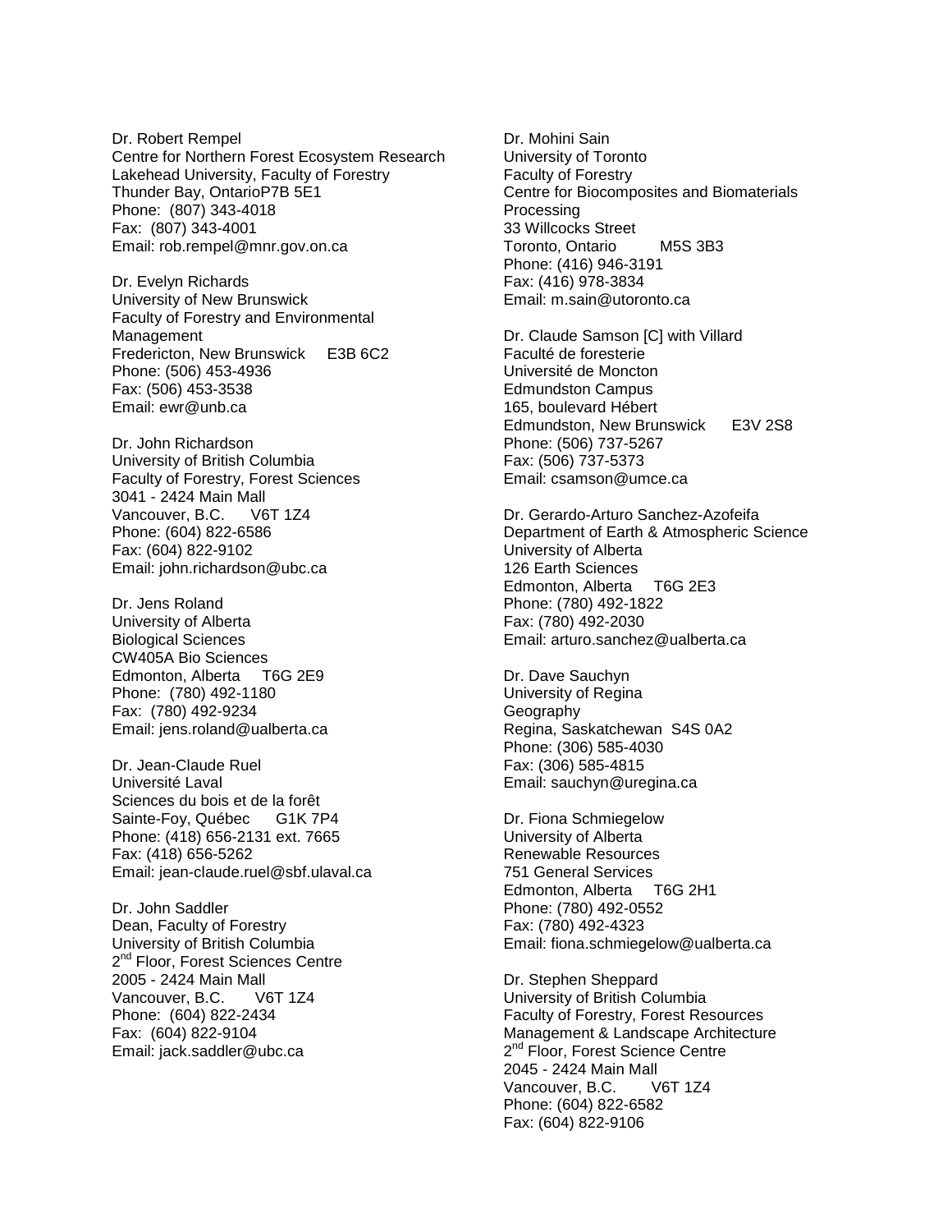Dr. Robert Rempel
Centre for Northern Forest Ecosystem Research
Lakehead University, Faculty of Forestry
Thunder Bay, OntarioP7B 5E1
Phone: (807) 343-4018
Fax: (807) 343-4001
Email: rob.rempel@mnr.gov.on.ca

Dr. Evelyn Richards
University of New Brunswick
Faculty of Forestry and Environmental Management
Fredericton, New Brunswick E3B 6C2
Phone: (506) 453-4936
Fax: (506) 453-3538
Email: ewr@unb.ca

Dr. John Richardson
University of British Columbia
Faculty of Forestry, Forest Sciences
3041 - 2424 Main Mall
Vancouver, B.C. V6T 1Z4
Phone: (604) 822-6586
Fax: (604) 822-9102
Email: john.richardson@ubc.ca

Dr. Jens Roland
University of Alberta
Biological Sciences
CW405A Bio Sciences
Edmonton, Alberta T6G 2E9
Phone: (780) 492-1180
Fax: (780) 492-9234
Email: jens.roland@ualberta.ca

Dr. Jean-Claude Ruel
Université Laval
Sciences du bois et de la forêt
Sainte-Foy, Québec G1K 7P4
Phone: (418) 656-2131 ext. 7665
Fax: (418) 656-5262
Email: jean-claude.ruel@sbf.ulaval.ca

Dr. John Saddler
Dean, Faculty of Forestry
University of British Columbia
2nd Floor, Forest Sciences Centre
2005 - 2424 Main Mall
Vancouver, B.C. V6T 1Z4
Phone: (604) 822-2434
Fax: (604) 822-9104
Email: jack.saddler@ubc.ca

Dr. Mohini Sain
University of Toronto
Faculty of Forestry
Centre for Biocomposites and Biomaterials Processing
33 Willcocks Street
Toronto, Ontario M5S 3B3
Phone: (416) 946-3191
Fax: (416) 978-3834
Email: m.sain@utoronto.ca

Dr. Claude Samson [C] with Villard
Faculté de foresterie
Université de Moncton
Edmundston Campus
165, boulevard Hébert
Edmundston, New Brunswick E3V 2S8
Phone: (506) 737-5267
Fax: (506) 737-5373
Email: csamson@umce.ca

Dr. Gerardo-Arturo Sanchez-Azofeifa
Department of Earth & Atmospheric Science
University of Alberta
126 Earth Sciences
Edmonton, Alberta T6G 2E3
Phone: (780) 492-1822
Fax: (780) 492-2030
Email: arturo.sanchez@ualberta.ca

Dr. Dave Sauchyn
University of Regina
Geography
Regina, Saskatchewan S4S 0A2
Phone: (306) 585-4030
Fax: (306) 585-4815
Email: sauchyn@uregina.ca

Dr. Fiona Schmiegelow
University of Alberta
Renewable Resources
751 General Services
Edmonton, Alberta T6G 2H1
Phone: (780) 492-0552
Fax: (780) 492-4323
Email: fiona.schmiegelow@ualberta.ca

Dr. Stephen Sheppard
University of British Columbia
Faculty of Forestry, Forest Resources Management & Landscape Architecture
2nd Floor, Forest Science Centre
2045 - 2424 Main Mall
Vancouver, B.C. V6T 1Z4
Phone: (604) 822-6582
Fax: (604) 822-9106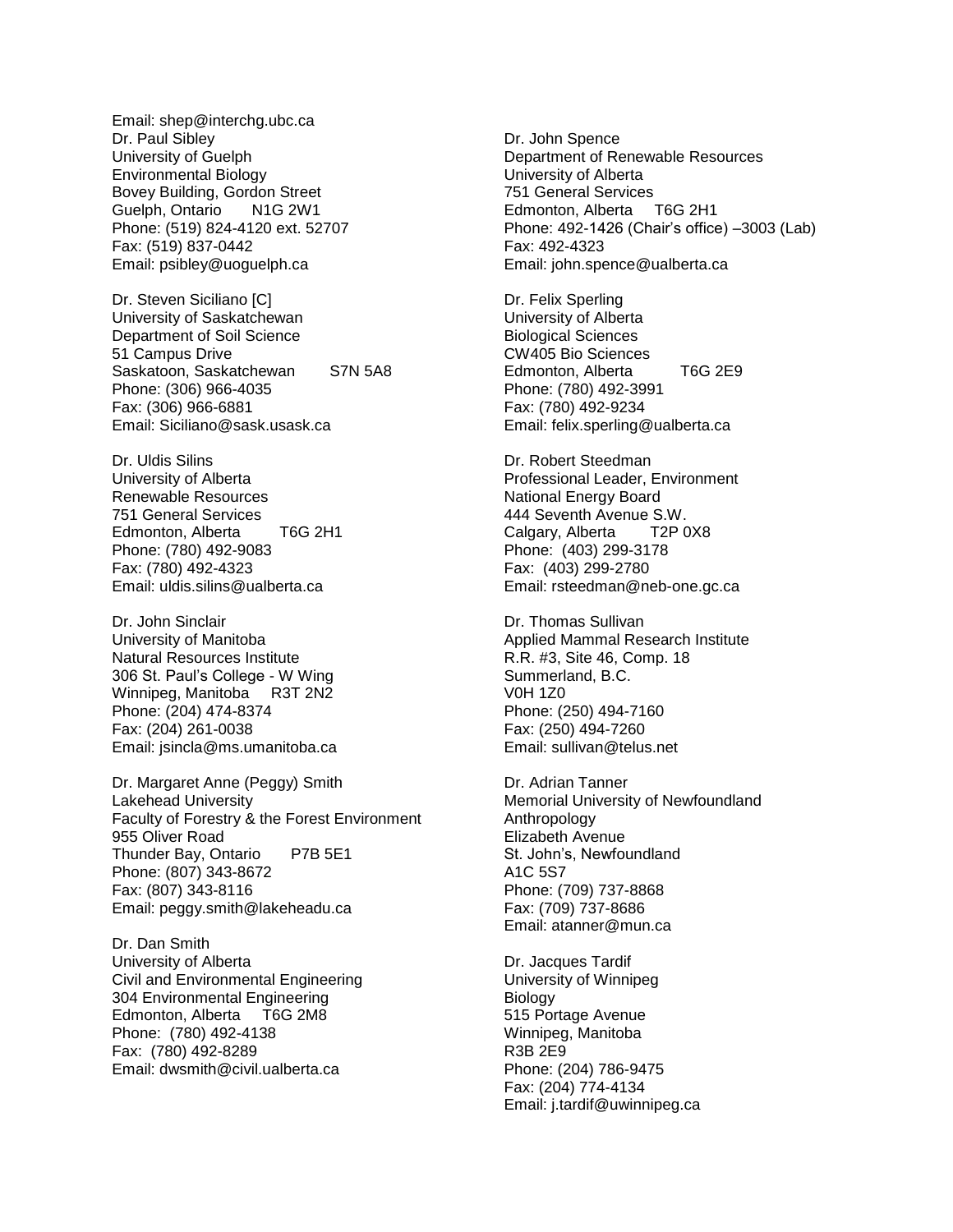Email: shep@interchg.ubc.ca

Dr. Paul Sibley
University of Guelph
Environmental Biology
Bovey Building, Gordon Street
Guelph, Ontario N1G 2W1
Phone: (519) 824-4120 ext. 52707
Fax: (519) 837-0442
Email: psibley@uoguelph.ca

Dr. Steven Siciliano [C]
University of Saskatchewan
Department of Soil Science
51 Campus Drive
Saskatoon, Saskatchewan S7N 5A8
Phone: (306) 966-4035
Fax: (306) 966-6881
Email: Siciliano@sask.usask.ca

Dr. Uldis Silins
University of Alberta
Renewable Resources
751 General Services
Edmonton, Alberta T6G 2H1
Phone: (780) 492-9083
Fax: (780) 492-4323
Email: uldis.silins@ualberta.ca

Dr. John Sinclair
University of Manitoba
Natural Resources Institute
306 St. Paul's College - W Wing
Winnipeg, Manitoba R3T 2N2
Phone: (204) 474-8374
Fax: (204) 261-0038
Email: jsincla@ms.umanitoba.ca

Dr. Margaret Anne (Peggy) Smith
Lakehead University
Faculty of Forestry & the Forest Environment
955 Oliver Road
Thunder Bay, Ontario P7B 5E1
Phone: (807) 343-8672
Fax: (807) 343-8116
Email: peggy.smith@lakeheadu.ca

Dr. Dan Smith
University of Alberta
Civil and Environmental Engineering
304 Environmental Engineering
Edmonton, Alberta T6G 2M8
Phone: (780) 492-4138
Fax: (780) 492-8289
Email: dwsmith@civil.ualberta.ca

Dr. John Spence
Department of Renewable Resources
University of Alberta
751 General Services
Edmonton, Alberta T6G 2H1
Phone: 492-1426 (Chair's office) –3003 (Lab)
Fax: 492-4323
Email: john.spence@ualberta.ca

Dr. Felix Sperling
University of Alberta
Biological Sciences
CW405 Bio Sciences
Edmonton, Alberta T6G 2E9
Phone: (780) 492-3991
Fax: (780) 492-9234
Email: felix.sperling@ualberta.ca

Dr. Robert Steedman
Professional Leader, Environment
National Energy Board
444 Seventh Avenue S.W.
Calgary, Alberta T2P 0X8
Phone: (403) 299-3178
Fax: (403) 299-2780
Email: rsteedman@neb-one.gc.ca

Dr. Thomas Sullivan
Applied Mammal Research Institute
R.R. #3, Site 46, Comp. 18
Summerland, B.C.
V0H 1Z0
Phone: (250) 494-7160
Fax: (250) 494-7260
Email: sullivan@telus.net

Dr. Adrian Tanner
Memorial University of Newfoundland
Anthropology
Elizabeth Avenue
St. John's, Newfoundland
A1C 5S7
Phone: (709) 737-8868
Fax: (709) 737-8686
Email: atanner@mun.ca

Dr. Jacques Tardif
University of Winnipeg
Biology
515 Portage Avenue
Winnipeg, Manitoba
R3B 2E9
Phone: (204) 786-9475
Fax: (204) 774-4134
Email: j.tardif@uwinnipeg.ca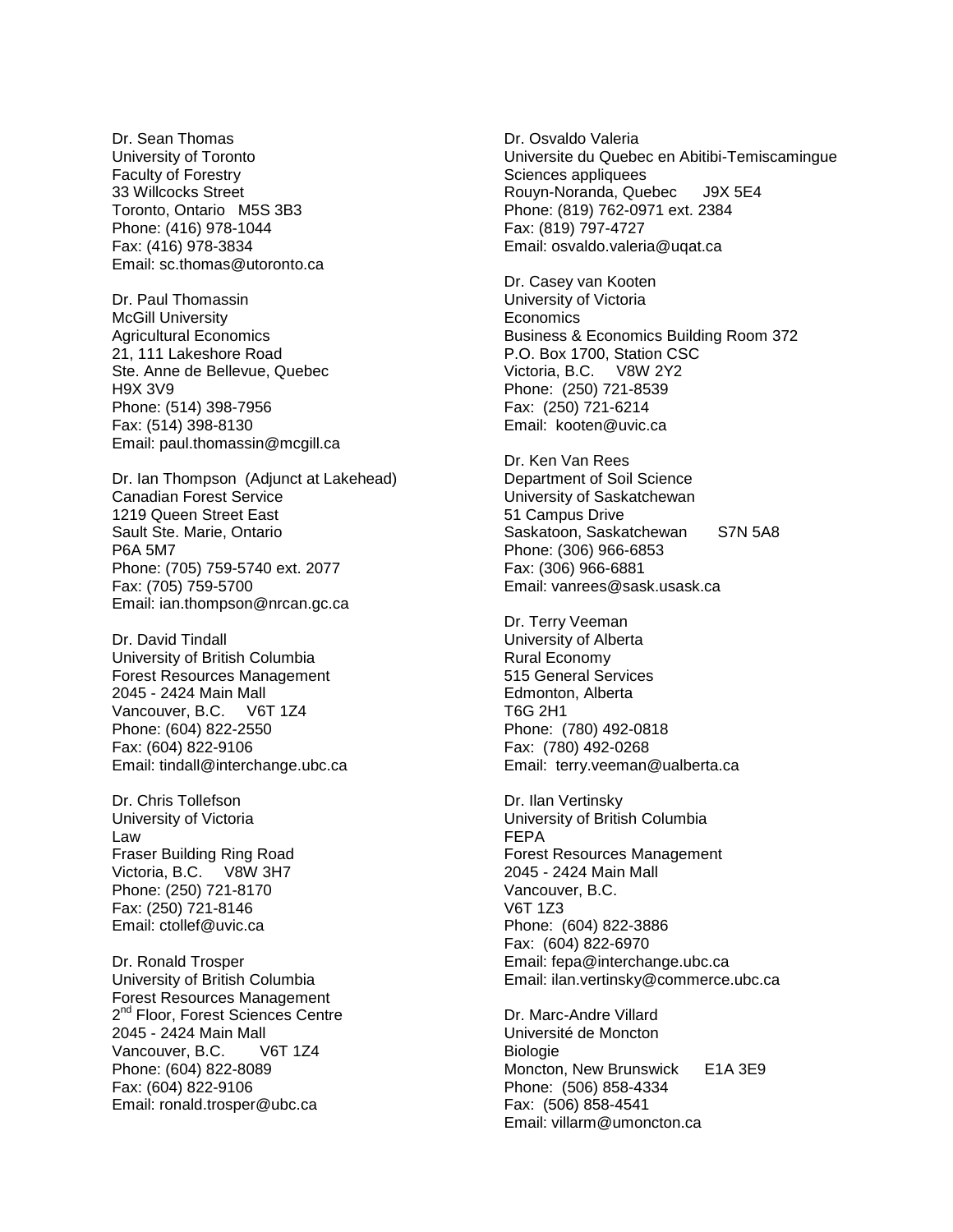Dr. Sean Thomas
University of Toronto
Faculty of Forestry
33 Willcocks Street
Toronto, Ontario M5S 3B3
Phone: (416) 978-1044
Fax: (416) 978-3834
Email: sc.thomas@utoronto.ca

Dr. Paul Thomassin
McGill University
Agricultural Economics
21, 111 Lakeshore Road
Ste. Anne de Bellevue, Quebec
H9X 3V9
Phone: (514) 398-7956
Fax: (514) 398-8130
Email: paul.thomassin@mcgill.ca

Dr. Ian Thompson (Adjunct at Lakehead)
Canadian Forest Service
1219 Queen Street East
Sault Ste. Marie, Ontario
P6A 5M7
Phone: (705) 759-5740 ext. 2077
Fax: (705) 759-5700
Email: ian.thompson@nrcan.gc.ca

Dr. David Tindall
University of British Columbia
Forest Resources Management
2045 - 2424 Main Mall
Vancouver, B.C. V6T 1Z4
Phone: (604) 822-2550
Fax: (604) 822-9106
Email: tindall@interchange.ubc.ca

Dr. Chris Tollefson
University of Victoria
Law
Fraser Building Ring Road
Victoria, B.C. V8W 3H7
Phone: (250) 721-8170
Fax: (250) 721-8146
Email: ctollef@uvic.ca

Dr. Ronald Trosper
University of British Columbia
Forest Resources Management
2nd Floor, Forest Sciences Centre
2045 - 2424 Main Mall
Vancouver, B.C. V6T 1Z4
Phone: (604) 822-8089
Fax: (604) 822-9106
Email: ronald.trosper@ubc.ca

Dr. Osvaldo Valeria
Universite du Quebec en Abitibi-Temiscamingue
Sciences appliquees
Rouyn-Noranda, Quebec J9X 5E4
Phone: (819) 762-0971 ext. 2384
Fax: (819) 797-4727
Email: osvaldo.valeria@uqat.ca

Dr. Casey van Kooten
University of Victoria
Economics
Business & Economics Building Room 372
P.O. Box 1700, Station CSC
Victoria, B.C. V8W 2Y2
Phone: (250) 721-8539
Fax: (250) 721-6214
Email: kooten@uvic.ca

Dr. Ken Van Rees
Department of Soil Science
University of Saskatchewan
51 Campus Drive
Saskatoon, Saskatchewan S7N 5A8
Phone: (306) 966-6853
Fax: (306) 966-6881
Email: vanrees@sask.usask.ca

Dr. Terry Veeman
University of Alberta
Rural Economy
515 General Services
Edmonton, Alberta
T6G 2H1
Phone: (780) 492-0818
Fax: (780) 492-0268
Email: terry.veeman@ualberta.ca

Dr. Ilan Vertinsky
University of British Columbia
FEPA
Forest Resources Management
2045 - 2424 Main Mall
Vancouver, B.C.
V6T 1Z3
Phone: (604) 822-3886
Fax: (604) 822-6970
Email: fepa@interchange.ubc.ca
Email: ilan.vertinsky@commerce.ubc.ca

Dr. Marc-Andre Villard
Université de Moncton
Biologie
Moncton, New Brunswick E1A 3E9
Phone: (506) 858-4334
Fax: (506) 858-4541
Email: villarm@umoncton.ca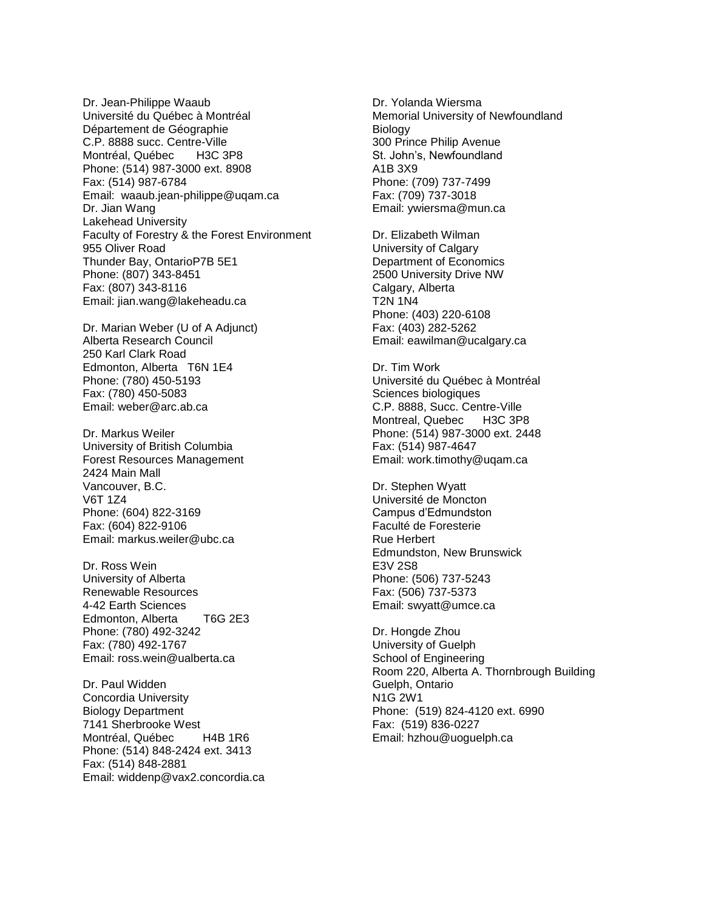Dr. Jean-Philippe Waaub
Université du Québec à Montréal
Département de Géographie
C.P. 8888 succ. Centre-Ville
Montréal, Québec H3C 3P8
Phone: (514) 987-3000 ext. 8908
Fax: (514) 987-6784
Email: waaub.jean-philippe@uqam.ca

Dr. Jian Wang
Lakehead University
Faculty of Forestry & the Forest Environment
955 Oliver Road
Thunder Bay, OntarioP7B 5E1
Phone: (807) 343-8451
Fax: (807) 343-8116
Email: jian.wang@lakeheadu.ca

Dr. Marian Weber (U of A Adjunct)
Alberta Research Council
250 Karl Clark Road
Edmonton, Alberta T6N 1E4
Phone: (780) 450-5193
Fax: (780) 450-5083
Email: weber@arc.ab.ca

Dr. Markus Weiler
University of British Columbia
Forest Resources Management
2424 Main Mall
Vancouver, B.C.
V6T 1Z4
Phone: (604) 822-3169
Fax: (604) 822-9106
Email: markus.weiler@ubc.ca

Dr. Ross Wein
University of Alberta
Renewable Resources
4-42 Earth Sciences
Edmonton, Alberta T6G 2E3
Phone: (780) 492-3242
Fax: (780) 492-1767
Email: ross.wein@ualberta.ca

Dr. Paul Widden
Concordia University
Biology Department
7141 Sherbrooke West
Montréal, Québec H4B 1R6
Phone: (514) 848-2424 ext. 3413
Fax: (514) 848-2881
Email: widdenp@vax2.concordia.ca

Dr. Yolanda Wiersma
Memorial University of Newfoundland
Biology
300 Prince Philip Avenue
St. John's, Newfoundland
A1B 3X9
Phone: (709) 737-7499
Fax: (709) 737-3018
Email: ywiersma@mun.ca

Dr. Elizabeth Wilman
University of Calgary
Department of Economics
2500 University Drive NW
Calgary, Alberta
T2N 1N4
Phone: (403) 220-6108
Fax: (403) 282-5262
Email: eawilman@ucalgary.ca

Dr. Tim Work
Université du Québec à Montréal
Sciences biologiques
C.P. 8888, Succ. Centre-Ville
Montreal, Quebec H3C 3P8
Phone: (514) 987-3000 ext. 2448
Fax: (514) 987-4647
Email: work.timothy@uqam.ca

Dr. Stephen Wyatt
Université de Moncton
Campus d'Edmundston
Faculté de Foresterie
Rue Herbert
Edmundston, New Brunswick
E3V 2S8
Phone: (506) 737-5243
Fax: (506) 737-5373
Email: swyatt@umce.ca

Dr. Hongde Zhou
University of Guelph
School of Engineering
Room 220, Alberta A. Thornbrough Building
Guelph, Ontario
N1G 2W1
Phone: (519) 824-4120 ext. 6990
Fax: (519) 836-0227
Email: hzhou@uoguelph.ca